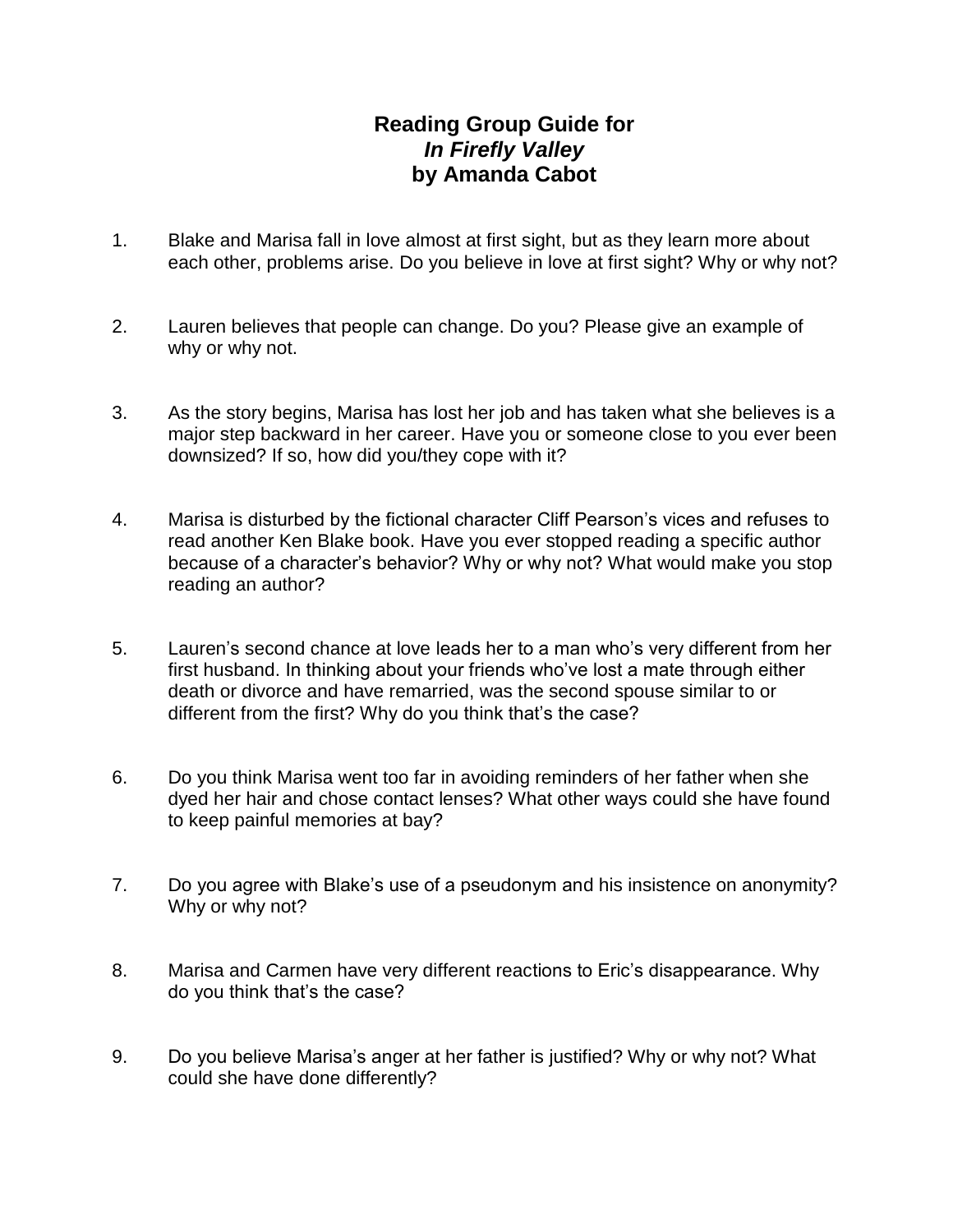# Reading Group Guide for *In Firefly Valley* by Amanda Cabot

1. Blake and Marisa fall in love almost at first sight, but as they learn more about each other, problems arise. Do you believe in love at first sight? Why or why not?

2. Lauren believes that people can change. Do you? Please give an example of why or why not.

3. As the story begins, Marisa has lost her job and has taken what she believes is a major step backward in her career. Have you or someone close to you ever been downsized? If so, how did you/they cope with it?

4. Marisa is disturbed by the fictional character Cliff Pearson's vices and refuses to read another Ken Blake book. Have you ever stopped reading a specific author because of a character's behavior? Why or why not? What would make you stop reading an author?

5. Lauren's second chance at love leads her to a man who's very different from her first husband. In thinking about your friends who've lost a mate through either death or divorce and have remarried, was the second spouse similar to or different from the first? Why do you think that's the case?

6. Do you think Marisa went too far in avoiding reminders of her father when she dyed her hair and chose contact lenses? What other ways could she have found to keep painful memories at bay?

7. Do you agree with Blake's use of a pseudonym and his insistence on anonymity? Why or why not?

8. Marisa and Carmen have very different reactions to Eric's disappearance. Why do you think that's the case?

9. Do you believe Marisa's anger at her father is justified? Why or why not? What could she have done differently?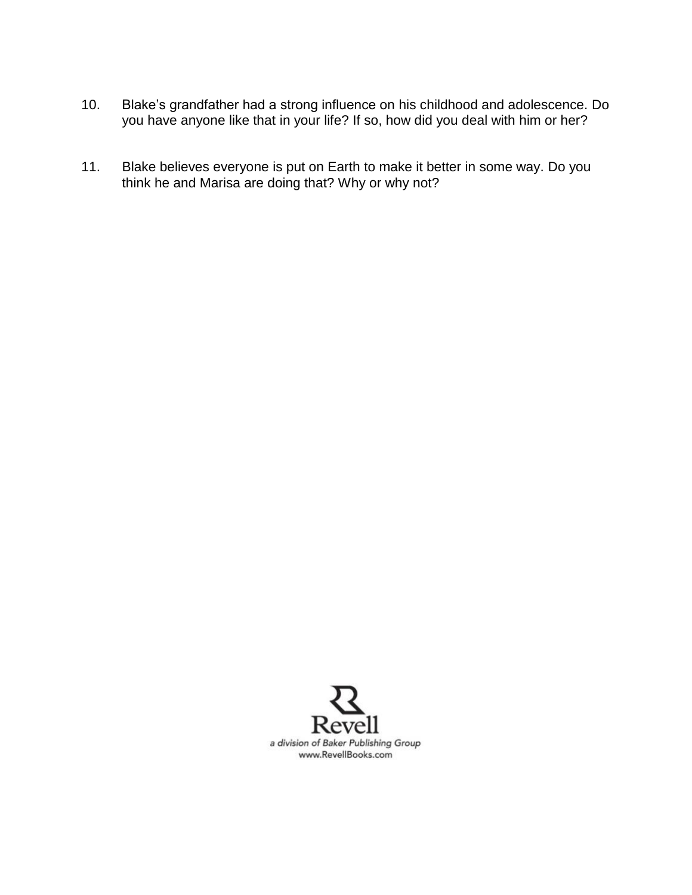10. Blake's grandfather had a strong influence on his childhood and adolescence. Do you have anyone like that in your life? If so, how did you deal with him or her?

11. Blake believes everyone is put on Earth to make it better in some way. Do you think he and Marisa are doing that? Why or why not?

Revell

*a division of Baker Publishing Group*

www.RevellBooks.com